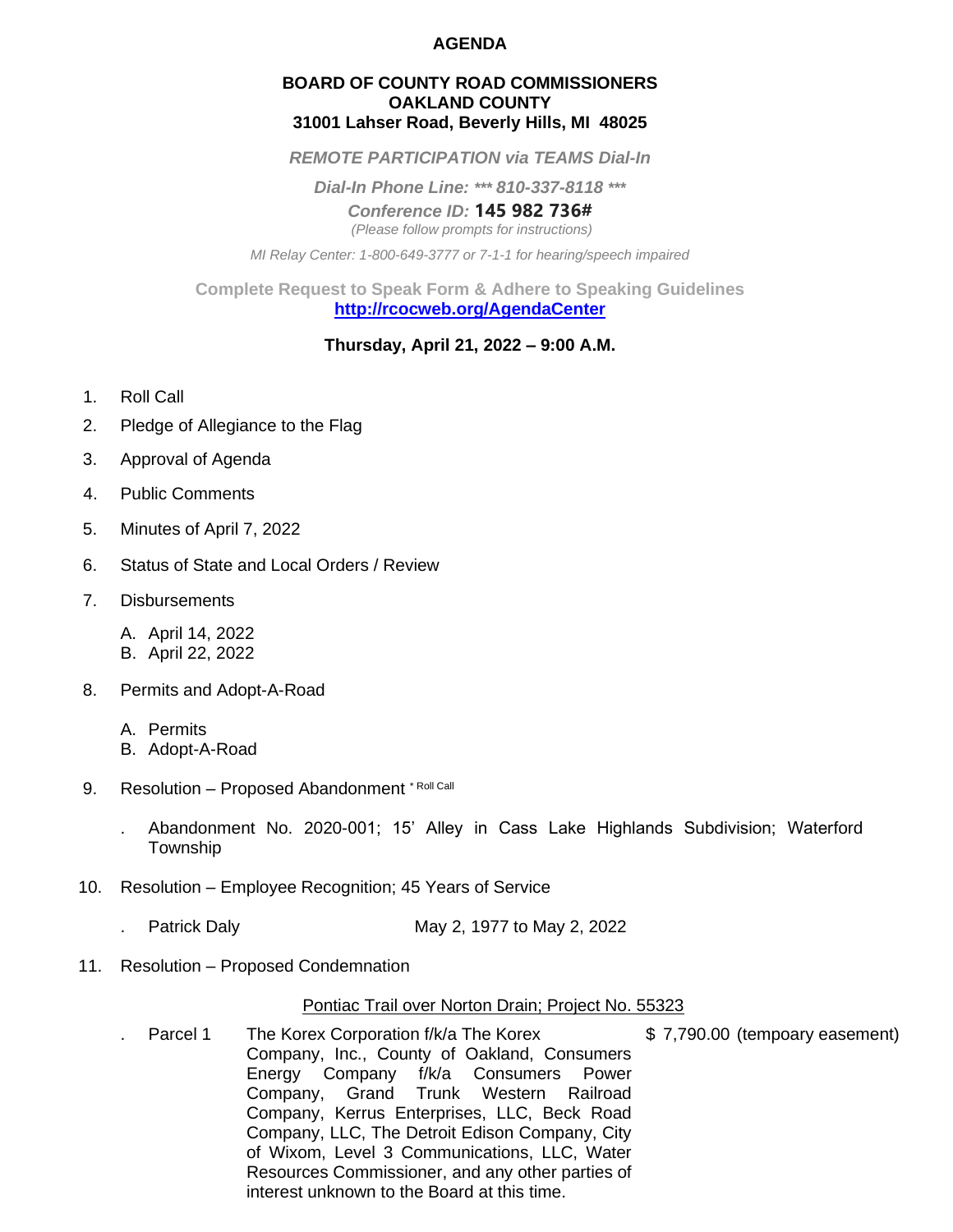# AGENDA

## BOARD OF COUNTY ROAD COMMISSIONERS
## OAKLAND COUNTY
## 31001 Lahser Road, Beverly Hills, MI 48025

***REMOTE PARTICIPATION via TEAMS Dial-In***

***Dial-In Phone Line: \*\*\* 810-337-8118 \*\*\****

*Conference ID:* **145 982 736#**

*(Please follow prompts for instructions)*

*MI Relay Center: 1-800-649-3777 or 7-1-1 for hearing/speech impaired*

**Complete Request to Speak Form & Adhere to Speaking Guidelines**
**http://rcocweb.org/AgendaCenter**

**Thursday, April 21, 2022 – 9:00 A.M.**

1. Roll Call
2. Pledge of Allegiance to the Flag
3. Approval of Agenda
4. Public Comments
5. Minutes of April 7, 2022
6. Status of State and Local Orders / Review
7. Disbursements
   - A. April 14, 2022
   - B. April 22, 2022
8. Permits and Adopt-A-Road
   - A. Permits
   - B. Adopt-A-Road
9. Resolution – Proposed Abandonment * Roll Call
   - . Abandonment No. 2020-001; 15' Alley in Cass Lake Highlands Subdivision; Waterford Township
10. Resolution – Employee Recognition; 45 Years of Service
    - . Patrick Daly May 2, 1977 to May 2, 2022
11. Resolution – Proposed Condemnation

<u>Pontiac Trail over Norton Drain; Project No. 55323</u>

| | | |
|---|---|---|
| . Parcel 1 | The Korex Corporation f/k/a The Korex Company, Inc., County of Oakland, Consumers Energy Company f/k/a Consumers Power Company, Grand Trunk Western Railroad Company, Kerrus Enterprises, LLC, Beck Road Company, LLC, The Detroit Edison Company, City of Wixom, Level 3 Communications, LLC, Water Resources Commissioner, and any other parties of interest unknown to the Board at this time. | $ 7,790.00 (tempoary easement) |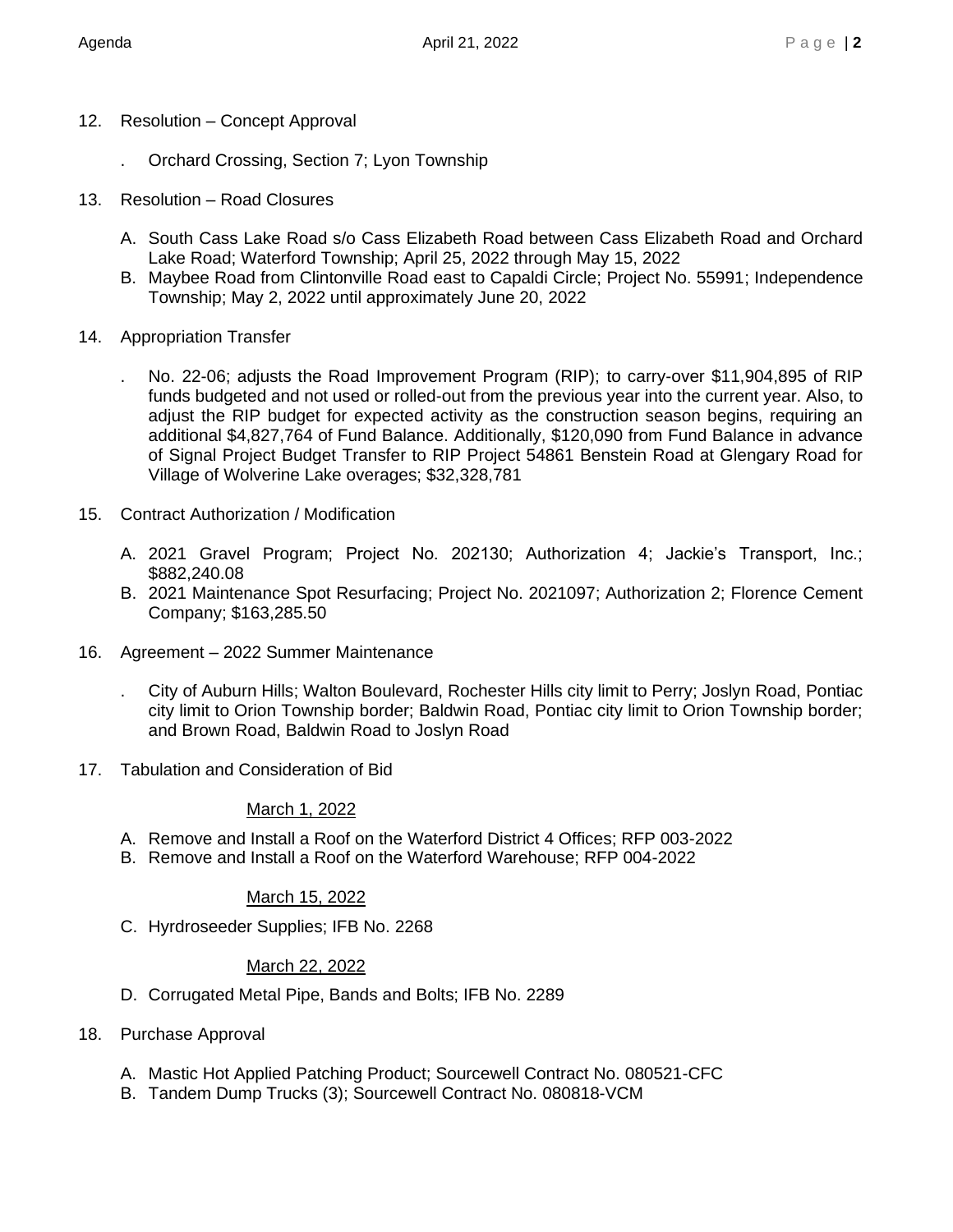12. Resolution – Concept Approval

    . Orchard Crossing, Section 7; Lyon Township

13. Resolution – Road Closures

    A. South Cass Lake Road s/o Cass Elizabeth Road between Cass Elizabeth Road and Orchard Lake Road; Waterford Township; April 25, 2022 through May 15, 2022
    B. Maybee Road from Clintonville Road east to Capaldi Circle; Project No. 55991; Independence Township; May 2, 2022 until approximately June 20, 2022

14. Appropriation Transfer

    . No. 22-06; adjusts the Road Improvement Program (RIP); to carry-over $11,904,895 of RIP funds budgeted and not used or rolled-out from the previous year into the current year. Also, to adjust the RIP budget for expected activity as the construction season begins, requiring an additional $4,827,764 of Fund Balance. Additionally, $120,090 from Fund Balance in advance of Signal Project Budget Transfer to RIP Project 54861 Benstein Road at Glengary Road for Village of Wolverine Lake overages; $32,328,781

15. Contract Authorization / Modification

    A. 2021 Gravel Program; Project No. 202130; Authorization 4; Jackie's Transport, Inc.; $882,240.08
    B. 2021 Maintenance Spot Resurfacing; Project No. 2021097; Authorization 2; Florence Cement Company; $163,285.50

16. Agreement – 2022 Summer Maintenance

    . City of Auburn Hills; Walton Boulevard, Rochester Hills city limit to Perry; Joslyn Road, Pontiac city limit to Orion Township border; Baldwin Road, Pontiac city limit to Orion Township border; and Brown Road, Baldwin Road to Joslyn Road

17. Tabulation and Consideration of Bid

    March 1, 2022

    A. Remove and Install a Roof on the Waterford District 4 Offices; RFP 003-2022
    B. Remove and Install a Roof on the Waterford Warehouse; RFP 004-2022

    March 15, 2022

    C. Hyrdroseeder Supplies; IFB No. 2268

    March 22, 2022

    D. Corrugated Metal Pipe, Bands and Bolts; IFB No. 2289

18. Purchase Approval

    A. Mastic Hot Applied Patching Product; Sourcewell Contract No. 080521-CFC
    B. Tandem Dump Trucks (3); Sourcewell Contract No. 080818-VCM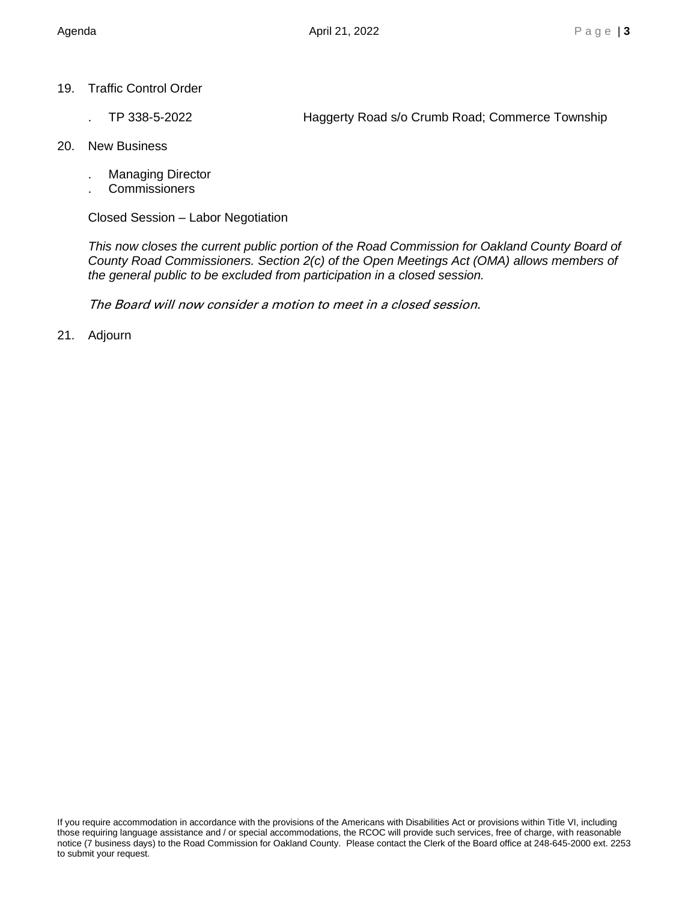19. Traffic Control Order

    . TP 338-5-2022 Haggerty Road s/o Crumb Road; Commerce Township

20. New Business

    . Managing Director
    . Commissioners

    Closed Session – Labor Negotiation

    *This now closes the current public portion of the Road Commission for Oakland County Board of County Road Commissioners. Section 2(c) of the Open Meetings Act (OMA) allows members of the general public to be excluded from participation in a closed session.*

    *The Board will now consider a motion to meet in a closed session.*

21. Adjourn

If you require accommodation in accordance with the provisions of the Americans with Disabilities Act or provisions within Title VI, including those requiring language assistance and / or special accommodations, the RCOC will provide such services, free of charge, with reasonable notice (7 business days) to the Road Commission for Oakland County. Please contact the Clerk of the Board office at 248-645-2000 ext. 2253 to submit your request.